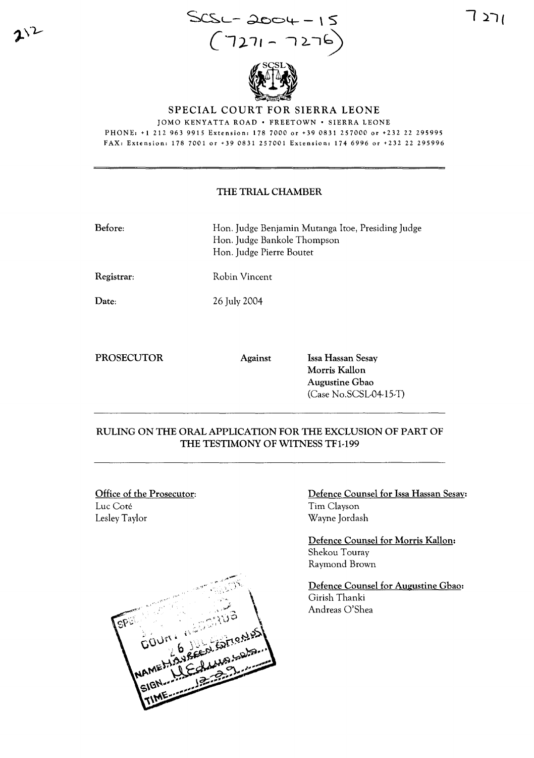SCSL-2004-15
(7271-7276)

SPECIAL COURT FOR SIERRA LEONE

JOMO KENYATTA ROAD • FREETOWN • SIERRA LEONE

PHONE: +1 212 963 9915 Extension: 178 7000 or +39 0831 257000 or +232 22 295995

FAX: Extension: 178 7001 or +39 0831 257001 Extension: 174 6996 or +232 22 295996

## THE TRIAL CHAMBER

**Before:** Hon. Judge Benjamin Mutanga Itoe, Presiding Judge
Hon. Judge Bankole Thompson
Hon. Judge Pierre Boutet

**Registrar:** Robin Vincent

**Date:** 26 July 2004

**PROSECUTOR** **Against** **Issa Hassan Sesay**
**Morris Kallon**
**Augustine Gbao**
(Case No.SCSL-04-15-T)

## RULING ON THE ORAL APPLICATION FOR THE EXCLUSION OF PART OF THE TESTIMONY OF WITNESS TF1-199

**Office of the Prosecutor:**
Luc Coté
Lesley Taylor

**Defence Counsel for Issa Hassan Sesay:**
Tim Clayson
Wayne Jordash

**Defence Counsel for Morris Kallon:**
Shekou Touray
Raymond Brown

**Defence Counsel for Augustine Gbao:**
Girish Thanki
Andreas O'Shea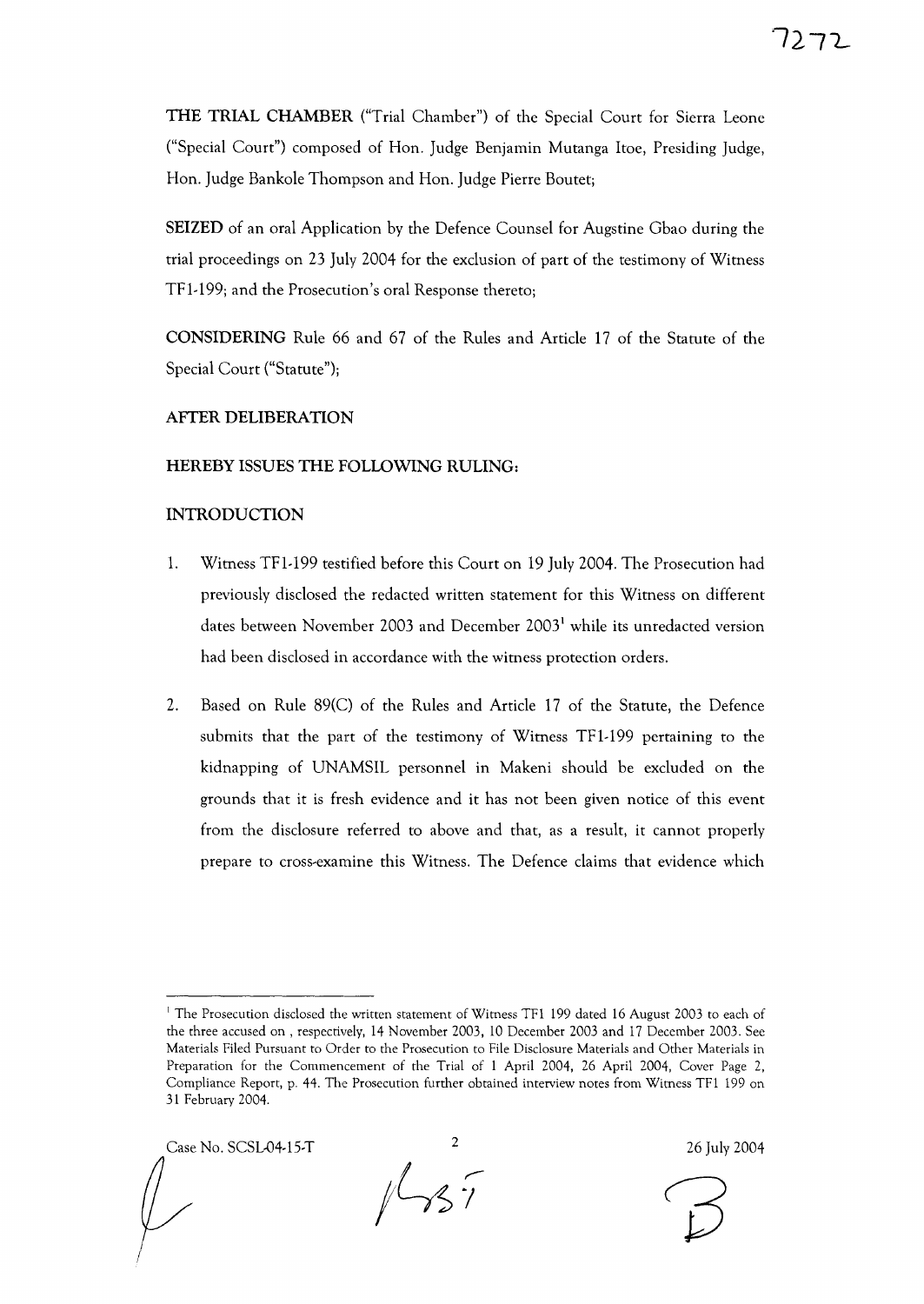**THE TRIAL CHAMBER** ("Trial Chamber") of the Special Court for Sierra Leone ("Special Court") composed of Hon. Judge Benjamin Mutanga Itoe, Presiding Judge, Hon. Judge Bankole Thompson and Hon. Judge Pierre Boutet;

**SEIZED** of an oral Application by the Defence Counsel for Augstine Gbao during the trial proceedings on 23 July 2004 for the exclusion of part of the testimony of Witness TF1-199; and the Prosecution's oral Response thereto;

**CONSIDERING** Rule 66 and 67 of the Rules and Article 17 of the Statute of the Special Court ("Statute");

**AFTER DELIBERATION**

**HEREBY ISSUES THE FOLLOWING RULING:**

**INTRODUCTION**

1. Witness TF1-199 testified before this Court on 19 July 2004. The Prosecution had previously disclosed the redacted written statement for this Witness on different dates between November 2003 and December 2003[1] while its unredacted version had been disclosed in accordance with the witness protection orders.

2. Based on Rule 89(C) of the Rules and Article 17 of the Statute, the Defence submits that the part of the testimony of Witness TF1-199 pertaining to the kidnapping of UNAMSIL personnel in Makeni should be excluded on the grounds that it is fresh evidence and it has not been given notice of this event from the disclosure referred to above and that, as a result, it cannot properly prepare to cross-examine this Witness. The Defence claims that evidence which

---

[1] The Prosecution disclosed the written statement of Witness TF1 199 dated 16 August 2003 to each of the three accused on , respectively, 14 November 2003, 10 December 2003 and 17 December 2003. See Materials Filed Pursuant to Order to the Prosecution to File Disclosure Materials and Other Materials in Preparation for the Commencement of the Trial of 1 April 2004, 26 April 2004, Cover Page 2, Compliance Report, p. 44. The Prosecution further obtained interview notes from Witness TF1 199 on 31 February 2004.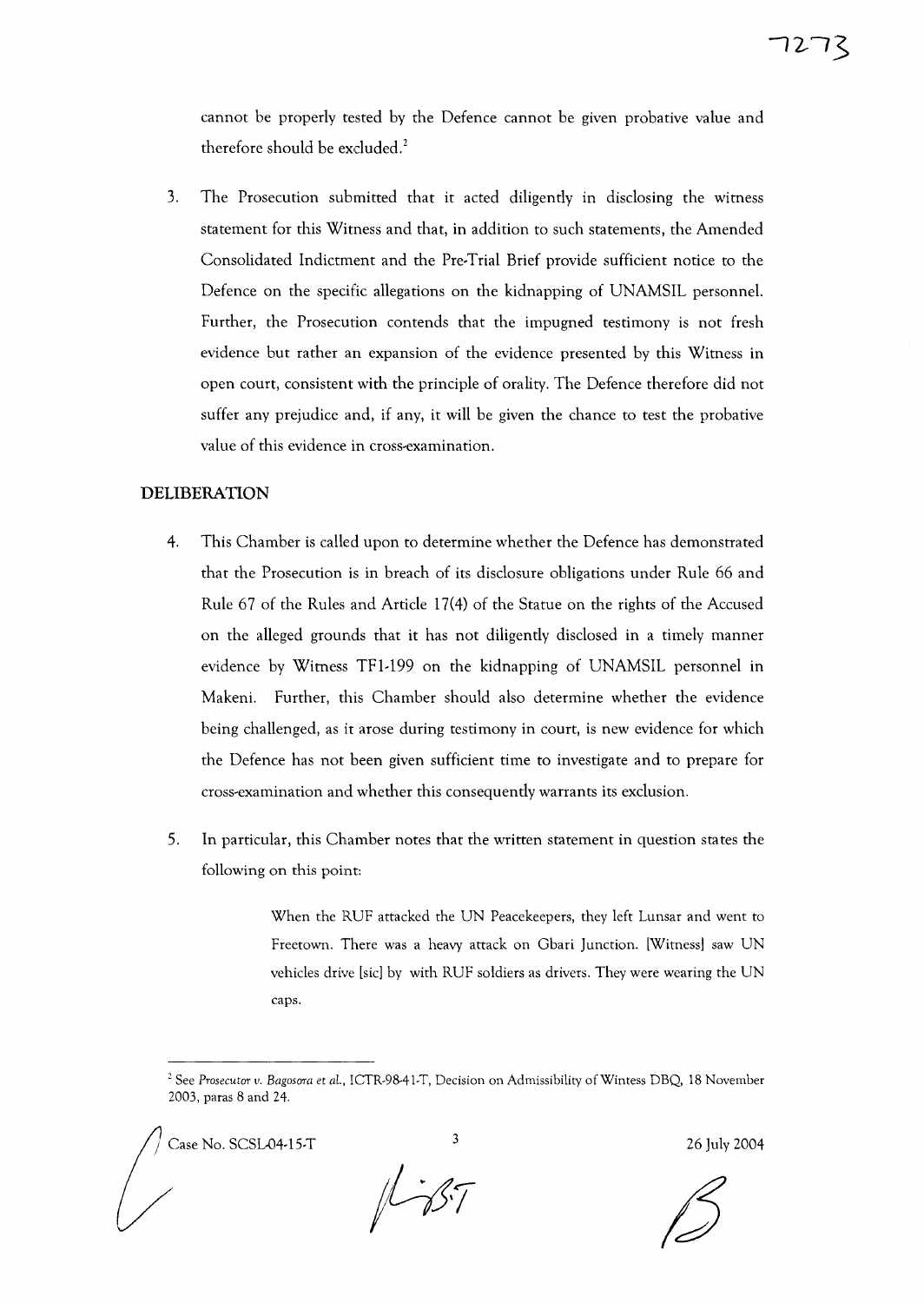cannot be properly tested by the Defence cannot be given probative value and therefore should be excluded.[2]

3. The Prosecution submitted that it acted diligently in disclosing the witness statement for this Witness and that, in addition to such statements, the Amended Consolidated Indictment and the Pre-Trial Brief provide sufficient notice to the Defence on the specific allegations on the kidnapping of UNAMSIL personnel. Further, the Prosecution contends that the impugned testimony is not fresh evidence but rather an expansion of the evidence presented by this Witness in open court, consistent with the principle of orality. The Defence therefore did not suffer any prejudice and, if any, it will be given the chance to test the probative value of this evidence in cross-examination.

## DELIBERATION

4. This Chamber is called upon to determine whether the Defence has demonstrated that the Prosecution is in breach of its disclosure obligations under Rule 66 and Rule 67 of the Rules and Article 17(4) of the Statue on the rights of the Accused on the alleged grounds that it has not diligently disclosed in a timely manner evidence by Witness TF1-199 on the kidnapping of UNAMSIL personnel in Makeni. Further, this Chamber should also determine whether the evidence being challenged, as it arose during testimony in court, is new evidence for which the Defence has not been given sufficient time to investigate and to prepare for cross-examination and whether this consequently warrants its exclusion.

5. In particular, this Chamber notes that the written statement in question states the following on this point:

> When the RUF attacked the UN Peacekeepers, they left Lunsar and went to Freetown. There was a heavy attack on Gbari Junction. [Witness] saw UN vehicles drive [sic] by with RUF soldiers as drivers. They were wearing the UN caps.

---

[2] See *Prosecutor v. Bagosora et al.*, ICTR-98-41-T, Decision on Admissibility of Wintess DBQ, 18 November 2003, paras 8 and 24.

Case No. SCSL-04-15-T

26 July 2004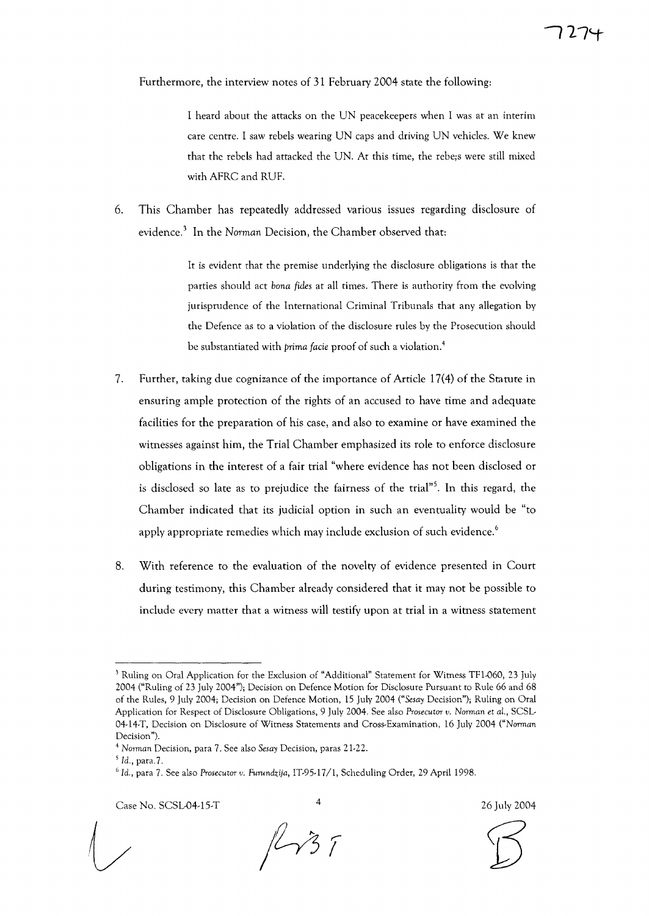Furthermore, the interview notes of 31 February 2004 state the following:

> I heard about the attacks on the UN peacekeepers when I was at an interim care centre. I saw rebels wearing UN caps and driving UN vehicles. We knew that the rebels had attacked the UN. At this time, the rebe;s were still mixed with AFRC and RUF.

6. This Chamber has repeatedly addressed various issues regarding disclosure of evidence.[3] In the *Norman* Decision, the Chamber observed that:

> It is evident that the premise underlying the disclosure obligations is that the parties should act *bona fides* at all times. There is authority from the evolving jurisprudence of the International Criminal Tribunals that any allegation by the Defence as to a violation of the disclosure rules by the Prosecution should be substantiated with *prima facie* proof of such a violation.[4]

7. Further, taking due cognizance of the importance of Article 17(4) of the Statute in ensuring ample protection of the rights of an accused to have time and adequate facilities for the preparation of his case, and also to examine or have examined the witnesses against him, the Trial Chamber emphasized its role to enforce disclosure obligations in the interest of a fair trial "where evidence has not been disclosed or is disclosed so late as to prejudice the fairness of the trial"[5]. In this regard, the Chamber indicated that its judicial option in such an eventuality would be "to apply appropriate remedies which may include exclusion of such evidence.[6]

8. With reference to the evaluation of the novelty of evidence presented in Court during testimony, this Chamber already considered that it may not be possible to include every matter that a witness will testify upon at trial in a witness statement

---

[3] Ruling on Oral Application for the Exclusion of "Additional" Statement for Witness TF1-060, 23 July 2004 ("Ruling of 23 July 2004"); Decision on Defence Motion for Disclosure Pursuant to Rule 66 and 68 of the Rules, 9 July 2004; Decision on Defence Motion, 15 July 2004 ("*Sesay* Decision"); Ruling on Oral Application for Respect of Disclosure Obligations, 9 July 2004. See also *Prosecutor v. Norman et al.*, SCSL-04-14-T, Decision on Disclosure of Witness Statements and Cross-Examination, 16 July 2004 ("*Norman* Decision").

[4] *Norman* Decision, para 7. See also *Sesay* Decision, paras 21-22.

[5] *Id.*, para.7.

[6] *Id.*, para 7. See also *Prosecutor v. Furundzija*, IT-95-17/1, Scheduling Order, 29 April 1998.

Case No. SCSL-04-15-T 26 July 2004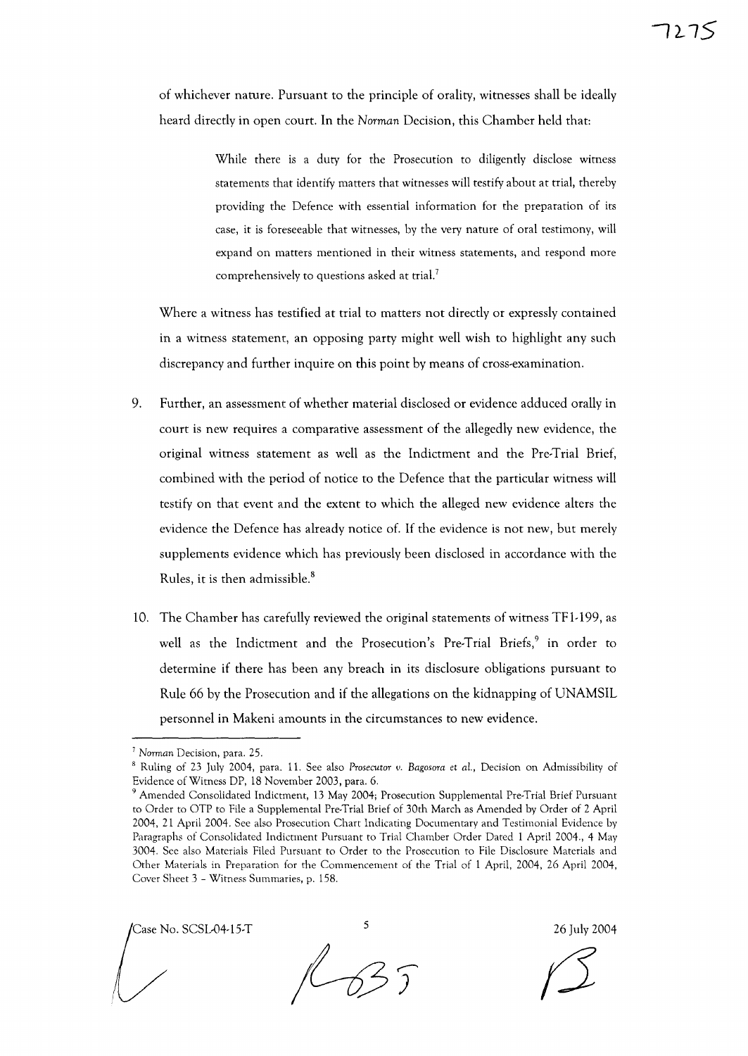of whichever nature. Pursuant to the principle of orality, witnesses shall be ideally heard directly in open court. In the *Norman* Decision, this Chamber held that:

> While there is a duty for the Prosecution to diligently disclose witness statements that identify matters that witnesses will testify about at trial, thereby providing the Defence with essential information for the preparation of its case, it is foreseeable that witnesses, by the very nature of oral testimony, will expand on matters mentioned in their witness statements, and respond more comprehensively to questions asked at trial.[7]

Where a witness has testified at trial to matters not directly or expressly contained in a witness statement, an opposing party might well wish to highlight any such discrepancy and further inquire on this point by means of cross-examination.

9. Further, an assessment of whether material disclosed or evidence adduced orally in court is new requires a comparative assessment of the allegedly new evidence, the original witness statement as well as the Indictment and the Pre-Trial Brief, combined with the period of notice to the Defence that the particular witness will testify on that event and the extent to which the alleged new evidence alters the evidence the Defence has already notice of. If the evidence is not new, but merely supplements evidence which has previously been disclosed in accordance with the Rules, it is then admissible.[8]

10. The Chamber has carefully reviewed the original statements of witness TF1-199, as well as the Indictment and the Prosecution's Pre-Trial Briefs,[9] in order to determine if there has been any breach in its disclosure obligations pursuant to Rule 66 by the Prosecution and if the allegations on the kidnapping of UNAMSIL personnel in Makeni amounts in the circumstances to new evidence.

---

[7] *Norman* Decision, para. 25.

[8] Ruling of 23 July 2004, para. 11. See also *Prosecutor v. Bagosora et al.*, Decision on Admissibility of Evidence of Witness DP, 18 November 2003, para. 6.

[9] Amended Consolidated Indictment, 13 May 2004; Prosecution Supplemental Pre-Trial Brief Pursuant to Order to OTP to File a Supplemental Pre-Trial Brief of 30th March as Amended by Order of 2 April 2004, 21 April 2004. See also Prosecution Chart Indicating Documentary and Testimonial Evidence by Paragraphs of Consolidated Indictment Pursuant to Trial Chamber Order Dated 1 April 2004., 4 May 3004. See also Materials Filed Pursuant to Order to the Prosecution to File Disclosure Materials and Other Materials in Preparation for the Commencement of the Trial of 1 April, 2004, 26 April 2004, Cover Sheet 3 – Witness Summaries, p. 158.

Case No. SCSL-04-15-T 26 July 2004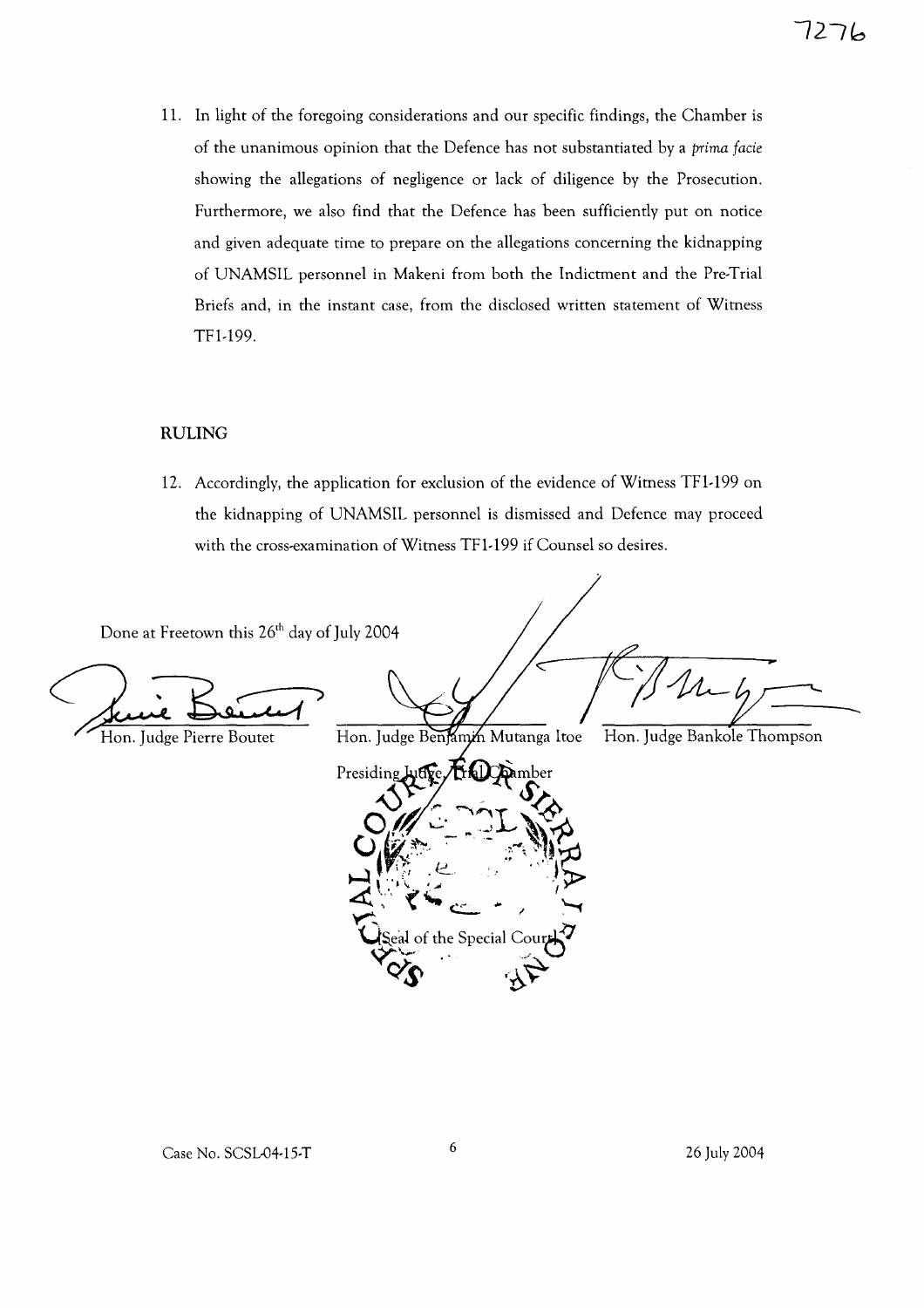11. In light of the foregoing considerations and our specific findings, the Chamber is of the unanimous opinion that the Defence has not substantiated by a *prima facie* showing the allegations of negligence or lack of diligence by the Prosecution. Furthermore, we also find that the Defence has been sufficiently put on notice and given adequate time to prepare on the allegations concerning the kidnapping of UNAMSIL personnel in Makeni from both the Indictment and the Pre-Trial Briefs and, in the instant case, from the disclosed written statement of Witness TF1-199.

## RULING

12. Accordingly, the application for exclusion of the evidence of Witness TF1-199 on the kidnapping of UNAMSIL personnel is dismissed and Defence may proceed with the cross-examination of Witness TF1-199 if Counsel so desires.

Done at Freetown this 26th day of July 2004

Hon. Judge Pierre Boutet

Hon. Judge Benjamin Mutanga Itoe
Presiding Judge, Trial Chamber

Hon. Judge Bankole Thompson

[Seal of the Special Court]

Case No. SCSL-04-15-T | 26 July 2004